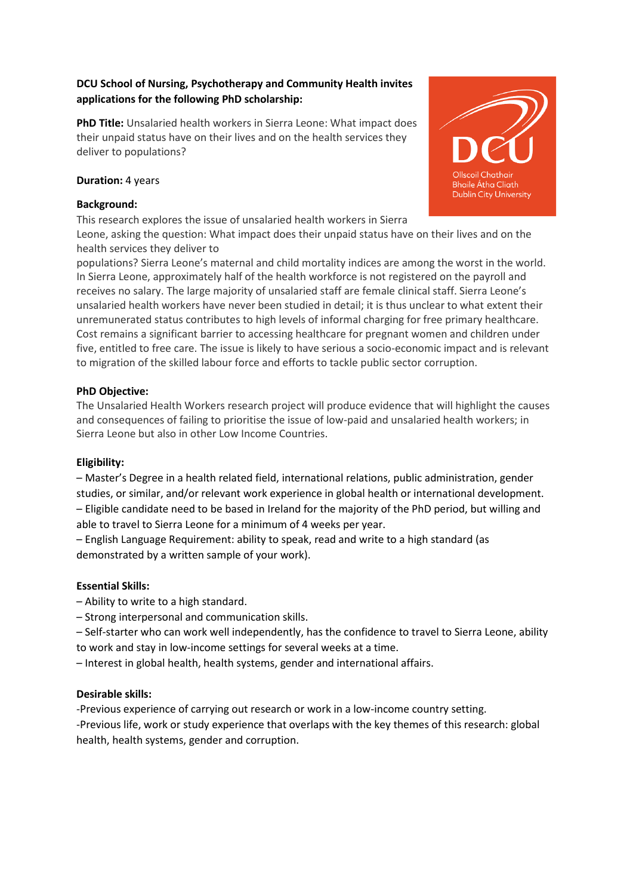**DCU School of Nursing, Psychotherapy and Community Health invites applications for the following PhD scholarship:**

**PhD Title:** Unsalaried health workers in Sierra Leone: What impact does their unpaid status have on their lives and on the health services they deliver to populations?

**Duration:** 4 years

**Background:**

This research explores the issue of unsalaried health workers in Sierra Leone, asking the question: What impact does their unpaid status have on their lives and on the health services they deliver to populations? Sierra Leone's maternal and child mortality indices are among the worst in the world. In Sierra Leone, approximately half of the health workforce is not registered on the payroll and receives no salary. The large majority of unsalaried staff are female clinical staff. Sierra Leone's unsalaried health workers have never been studied in detail; it is thus unclear to what extent their unremunerated status contributes to high levels of informal charging for free primary healthcare. Cost remains a significant barrier to accessing healthcare for pregnant women and children under five, entitled to free care. The issue is likely to have serious a socio-economic impact and is relevant to migration of the skilled labour force and efforts to tackle public sector corruption.

**PhD Objective:**

The Unsalaried Health Workers research project will produce evidence that will highlight the causes and consequences of failing to prioritise the issue of low-paid and unsalaried health workers; in Sierra Leone but also in other Low Income Countries.

**Eligibility:**

– Master's Degree in a health related field, international relations, public administration, gender studies, or similar, and/or relevant work experience in global health or international development.
– Eligible candidate need to be based in Ireland for the majority of the PhD period, but willing and able to travel to Sierra Leone for a minimum of 4 weeks per year.
– English Language Requirement: ability to speak, read and write to a high standard (as demonstrated by a written sample of your work).

**Essential Skills:**

– Ability to write to a high standard.
– Strong interpersonal and communication skills.
– Self-starter who can work well independently, has the confidence to travel to Sierra Leone, ability to work and stay in low-income settings for several weeks at a time.
– Interest in global health, health systems, gender and international affairs.

**Desirable skills:**

-Previous experience of carrying out research or work in a low-income country setting.
-Previous life, work or study experience that overlaps with the key themes of this research: global health, health systems, gender and corruption.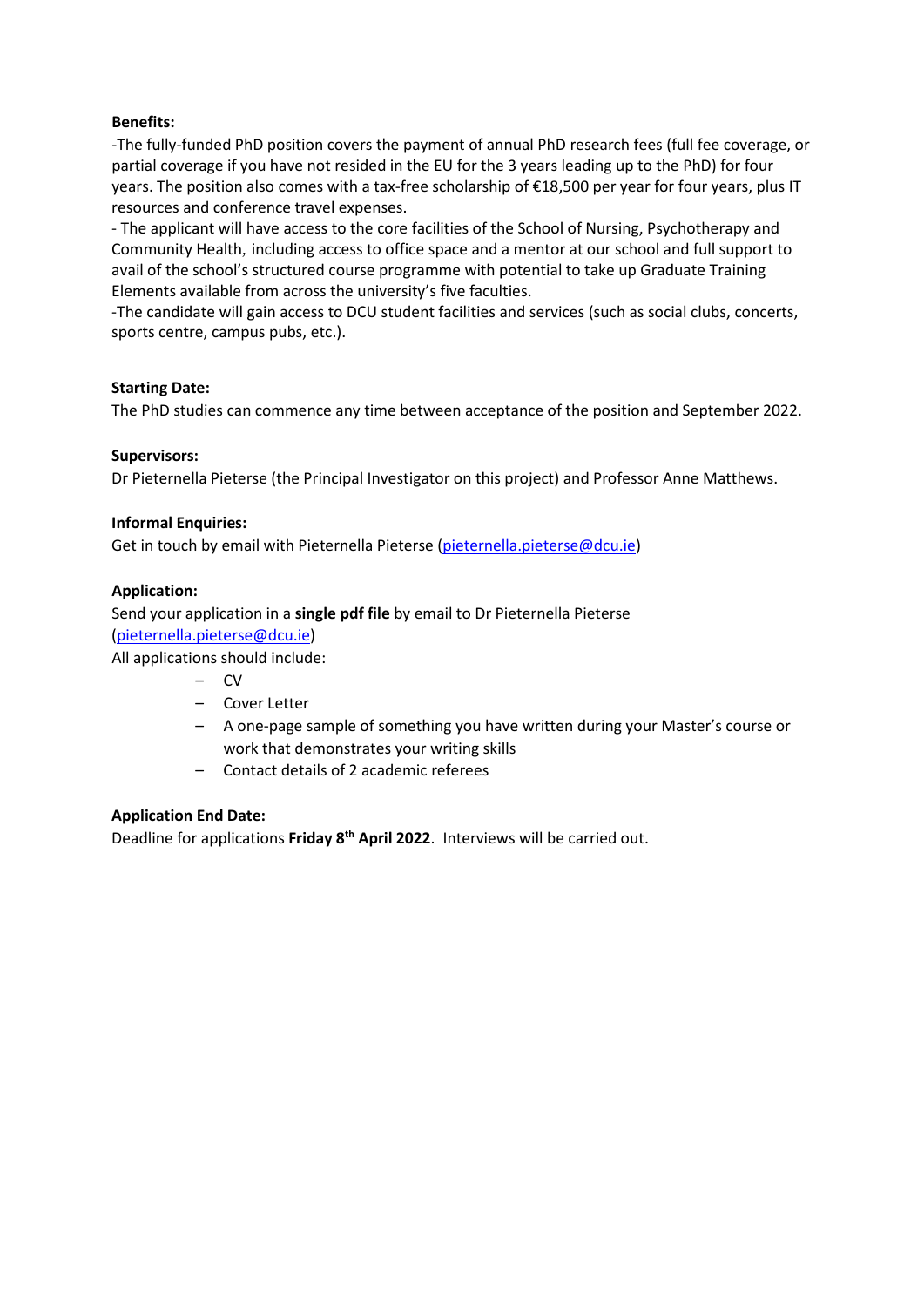**Benefits:**

-The fully-funded PhD position covers the payment of annual PhD research fees (full fee coverage, or partial coverage if you have not resided in the EU for the 3 years leading up to the PhD) for four years. The position also comes with a tax-free scholarship of €18,500 per year for four years, plus IT resources and conference travel expenses.

- The applicant will have access to the core facilities of the School of Nursing, Psychotherapy and Community Health, including access to office space and a mentor at our school and full support to avail of the school's structured course programme with potential to take up Graduate Training Elements available from across the university's five faculties.

-The candidate will gain access to DCU student facilities and services (such as social clubs, concerts, sports centre, campus pubs, etc.).

**Starting Date:**

The PhD studies can commence any time between acceptance of the position and September 2022.

**Supervisors:**

Dr Pieternella Pieterse (the Principal Investigator on this project) and Professor Anne Matthews.

**Informal Enquiries:**

Get in touch by email with Pieternella Pieterse (pieternella.pieterse@dcu.ie)

**Application:**

Send your application in a **single pdf file** by email to Dr Pieternella Pieterse (pieternella.pieterse@dcu.ie)

All applications should include:

- CV
- Cover Letter
- A one-page sample of something you have written during your Master's course or work that demonstrates your writing skills
- Contact details of 2 academic referees

**Application End Date:**

Deadline for applications **Friday 8th April 2022**. Interviews will be carried out.